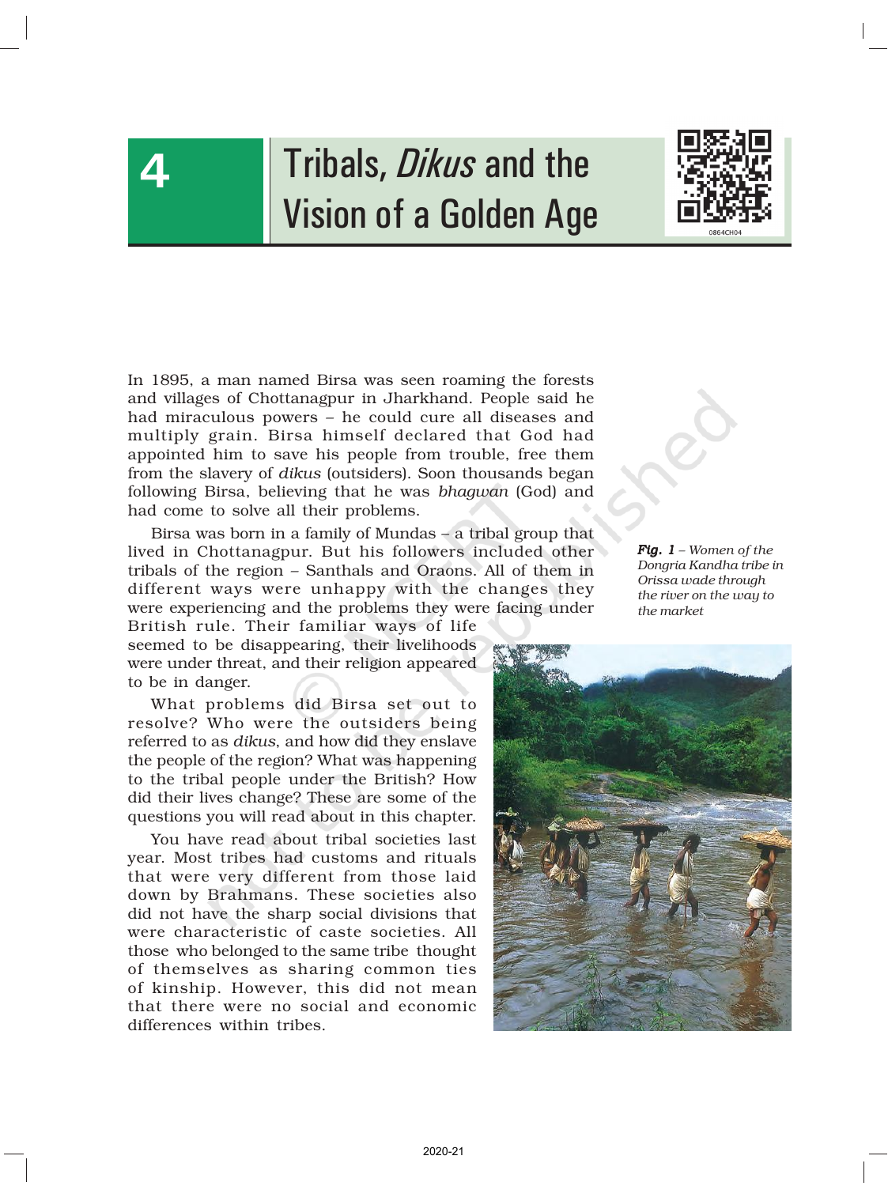# 4 Tribals, *Dikus* and the Vision of a Golden Age

In 1895, a man named Birsa was seen roaming the forests and villages of Chottanagpur in Jharkhand. People said he had miraculous powers – he could cure all diseases and multiply grain. Birsa himself declared that God had appointed him to save his people from trouble, free them from the slavery of *dikus* (outsiders). Soon thousands began following Birsa, believing that he was *bhagwan* (God) and had come to solve all their problems.

Birsa was born in a family of Mundas – a tribal group that lived in Chottanagpur. But his followers included other tribals of the region – Santhals and Oraons. All of them in different ways were unhappy with the changes they were experiencing and the problems they were facing under British rule. Their familiar ways of life seemed to be disappearing, their livelihoods were under threat, and their religion appeared to be in danger.

What problems did Birsa set out to resolve? Who were the outsiders being referred to as *dikus*, and how did they enslave the people of the region? What was happening to the tribal people under the British? How did their lives change? These are some of the questions you will read about in this chapter.

You have read about tribal societies last year. Most tribes had customs and rituals that were very different from those laid down by Brahmans. These societies also did not have the sharp social divisions that were characteristic of caste societies. All those who belonged to the same tribe thought of themselves as sharing common ties of kinship. However, this did not mean that there were no social and economic differences within tribes.

***Fig. 1*** *– Women of the Dongria Kandha tribe in Orissa wade through the river on the way to the market*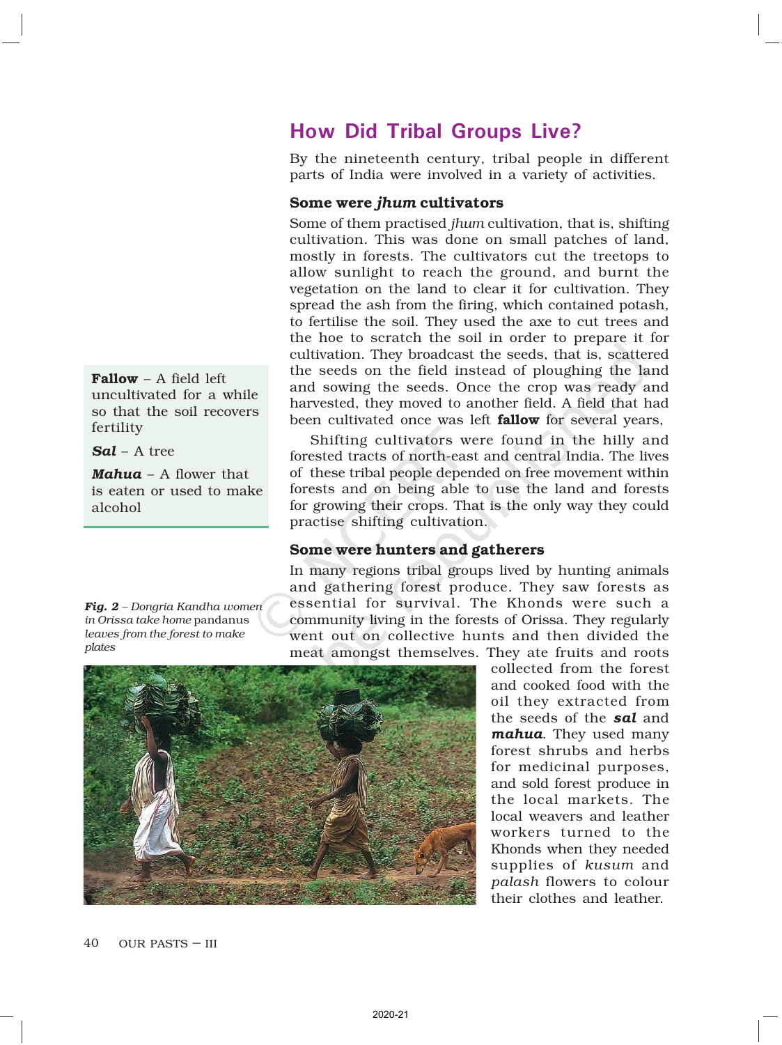## How Did Tribal Groups Live?

By the nineteenth century, tribal people in different parts of India were involved in a variety of activities.

### Some were *jhum* cultivators

Some of them practised *jhum* cultivation, that is, shifting cultivation. This was done on small patches of land, mostly in forests. The cultivators cut the treetops to allow sunlight to reach the ground, and burnt the vegetation on the land to clear it for cultivation. They spread the ash from the firing, which contained potash, to fertilise the soil. They used the axe to cut trees and the hoe to scratch the soil in order to prepare it for cultivation. They broadcast the seeds, that is, scattered the seeds on the field instead of ploughing the land and sowing the seeds. Once the crop was ready and harvested, they moved to another field. A field that had been cultivated once was left **fallow** for several years,

Shifting cultivators were found in the hilly and forested tracts of north-east and central India. The lives of these tribal people depended on free movement within forests and on being able to use the land and forests for growing their crops. That is the only way they could practise shifting cultivation.

**Fallow** – A field left uncultivated for a while so that the soil recovers fertility

***Sal*** – A tree

***Mahua*** – A flower that is eaten or used to make alcohol

### Some were hunters and gatherers

In many regions tribal groups lived by hunting animals and gathering forest produce. They saw forests as essential for survival. The Khonds were such a community living in the forests of Orissa. They regularly went out on collective hunts and then divided the meat amongst themselves. They ate fruits and roots collected from the forest and cooked food with the oil they extracted from the seeds of the ***sal*** and ***mahua***. They used many forest shrubs and herbs for medicinal purposes, and sold forest produce in the local markets. The local weavers and leather workers turned to the Khonds when they needed supplies of *kusum* and *palash* flowers to colour their clothes and leather.

***Fig. 2*** – *Dongria Kandha women in Orissa take home* pandanus *leaves from the forest to make plates*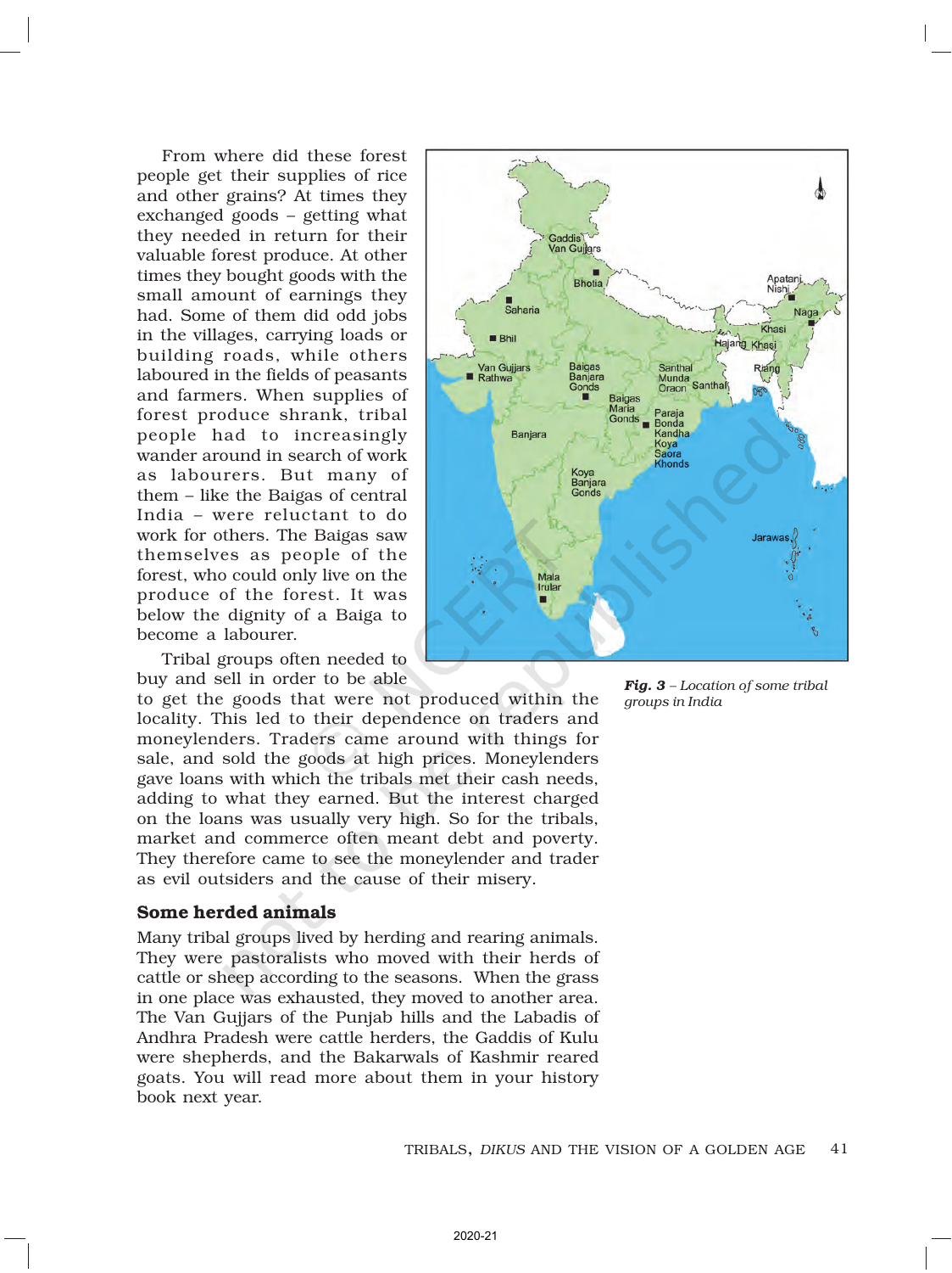From where did these forest people get their supplies of rice and other grains? At times they exchanged goods – getting what they needed in return for their valuable forest produce. At other times they bought goods with the small amount of earnings they had. Some of them did odd jobs in the villages, carrying loads or building roads, while others laboured in the fields of peasants and farmers. When supplies of forest produce shrank, tribal people had to increasingly wander around in search of work as labourers. But many of them – like the Baigas of central India – were reluctant to do work for others. The Baigas saw themselves as people of the forest, who could only live on the produce of the forest. It was below the dignity of a Baiga to become a labourer.

Tribal groups often needed to buy and sell in order to be able to get the goods that were not produced within the locality. This led to their dependence on traders and moneylenders. Traders came around with things for sale, and sold the goods at high prices. Moneylenders gave loans with which the tribals met their cash needs, adding to what they earned. But the interest charged on the loans was usually very high. So for the tribals, market and commerce often meant debt and poverty. They therefore came to see the moneylender and trader as evil outsiders and the cause of their misery.

***Fig. 3*** *– Location of some tribal groups in India*

## Some herded animals

Many tribal groups lived by herding and rearing animals. They were pastoralists who moved with their herds of cattle or sheep according to the seasons. When the grass in one place was exhausted, they moved to another area. The Van Gujjars of the Punjab hills and the Labadis of Andhra Pradesh were cattle herders, the Gaddis of Kulu were shepherds, and the Bakarwals of Kashmir reared goats. You will read more about them in your history book next year.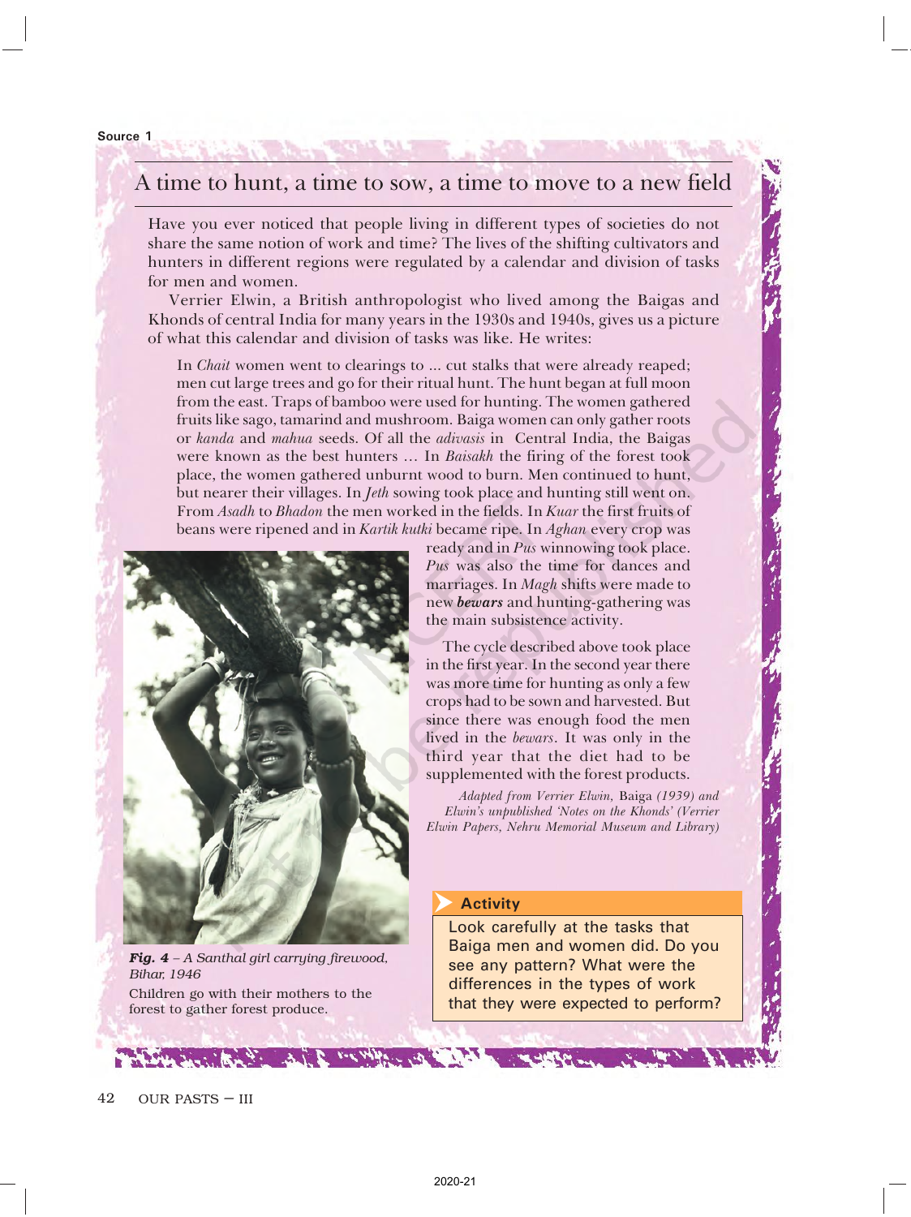Source 1

## A time to hunt, a time to sow, a time to move to a new field

Have you ever noticed that people living in different types of societies do not share the same notion of work and time? The lives of the shifting cultivators and hunters in different regions were regulated by a calendar and division of tasks for men and women.

Verrier Elwin, a British anthropologist who lived among the Baigas and Khonds of central India for many years in the 1930s and 1940s, gives us a picture of what this calendar and division of tasks was like. He writes:

> In *Chait* women went to clearings to ... cut stalks that were already reaped; men cut large trees and go for their ritual hunt. The hunt began at full moon from the east. Traps of bamboo were used for hunting. The women gathered fruits like sago, tamarind and mushroom. Baiga women can only gather roots or *kanda* and *mahua* seeds. Of all the *adivasis* in Central India, the Baigas were known as the best hunters ... In *Baisakh* the firing of the forest took place, the women gathered unburnt wood to burn. Men continued to hunt, but nearer their villages. In *Jeth* sowing took place and hunting still went on. From *Asadh* to *Bhadon* the men worked in the fields. In *Kuar* the first fruits of beans were ripened and in *Kartik kutki* became ripe. In *Aghan* every crop was ready and in *Pus* winnowing took place. *Pus* was also the time for dances and marriages. In *Magh* shifts were made to new ***bewars*** and hunting-gathering was the main subsistence activity.
>
> The cycle described above took place in the first year. In the second year there was more time for hunting as only a few crops had to be sown and harvested. But since there was enough food the men lived in the *bewars*. It was only in the third year that the diet had to be supplemented with the forest products.

*Adapted from Verrier Elwin,* Baiga *(1939) and Elwin's unpublished 'Notes on the Khonds' (Verrier Elwin Papers, Nehru Memorial Museum and Library)*

***Fig. 4*** *– A Santhal girl carrying firewood, Bihar, 1946*

Children go with their mothers to the forest to gather forest produce.

**Activity**

Look carefully at the tasks that Baiga men and women did. Do you see any pattern? What were the differences in the types of work that they were expected to perform?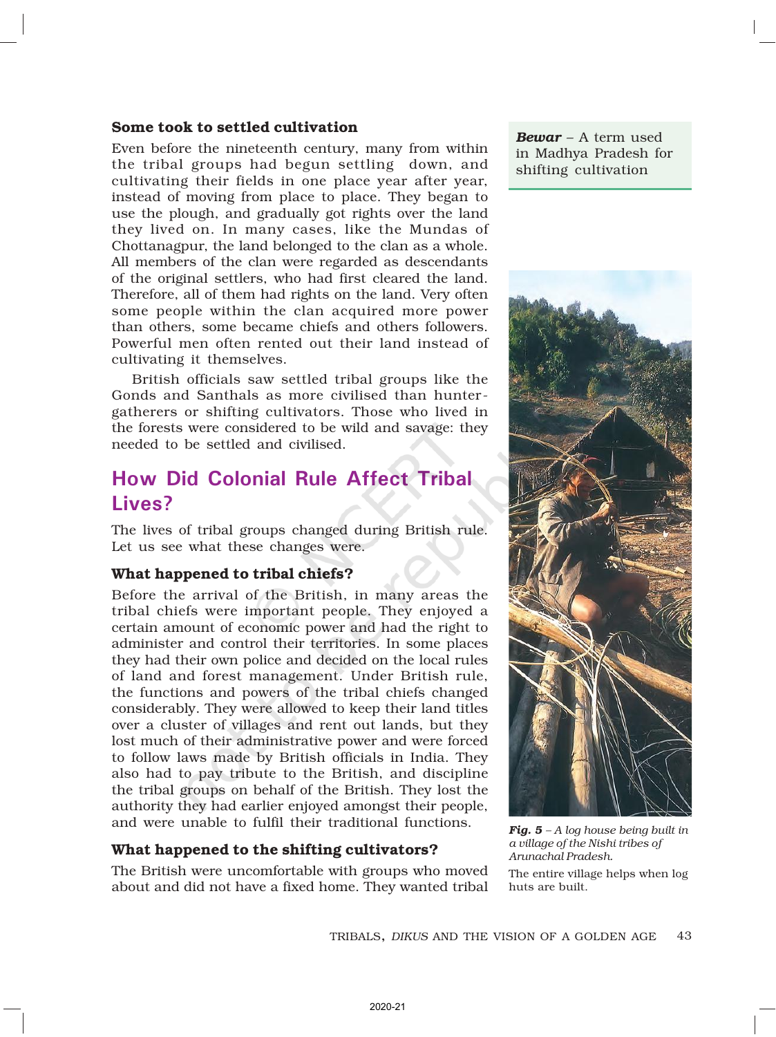### Some took to settled cultivation

Even before the nineteenth century, many from within the tribal groups had begun settling down, and cultivating their fields in one place year after year, instead of moving from place to place. They began to use the plough, and gradually got rights over the land they lived on. In many cases, like the Mundas of Chottanagpur, the land belonged to the clan as a whole. All members of the clan were regarded as descendants of the original settlers, who had first cleared the land. Therefore, all of them had rights on the land. Very often some people within the clan acquired more power than others, some became chiefs and others followers. Powerful men often rented out their land instead of cultivating it themselves.

British officials saw settled tribal groups like the Gonds and Santhals as more civilised than hunter-gatherers or shifting cultivators. Those who lived in the forests were considered to be wild and savage: they needed to be settled and civilised.

***Bewar*** – A term used in Madhya Pradesh for shifting cultivation

## How Did Colonial Rule Affect Tribal Lives?

The lives of tribal groups changed during British rule. Let us see what these changes were.

### What happened to tribal chiefs?

Before the arrival of the British, in many areas the tribal chiefs were important people. They enjoyed a certain amount of economic power and had the right to administer and control their territories. In some places they had their own police and decided on the local rules of land and forest management. Under British rule, the functions and powers of the tribal chiefs changed considerably. They were allowed to keep their land titles over a cluster of villages and rent out lands, but they lost much of their administrative power and were forced to follow laws made by British officials in India. They also had to pay tribute to the British, and discipline the tribal groups on behalf of the British. They lost the authority they had earlier enjoyed amongst their people, and were unable to fulfil their traditional functions.

***Fig. 5** – A log house being built in a village of the Nishi tribes of Arunachal Pradesh.*

The entire village helps when log huts are built.

### What happened to the shifting cultivators?

The British were uncomfortable with groups who moved about and did not have a fixed home. They wanted tribal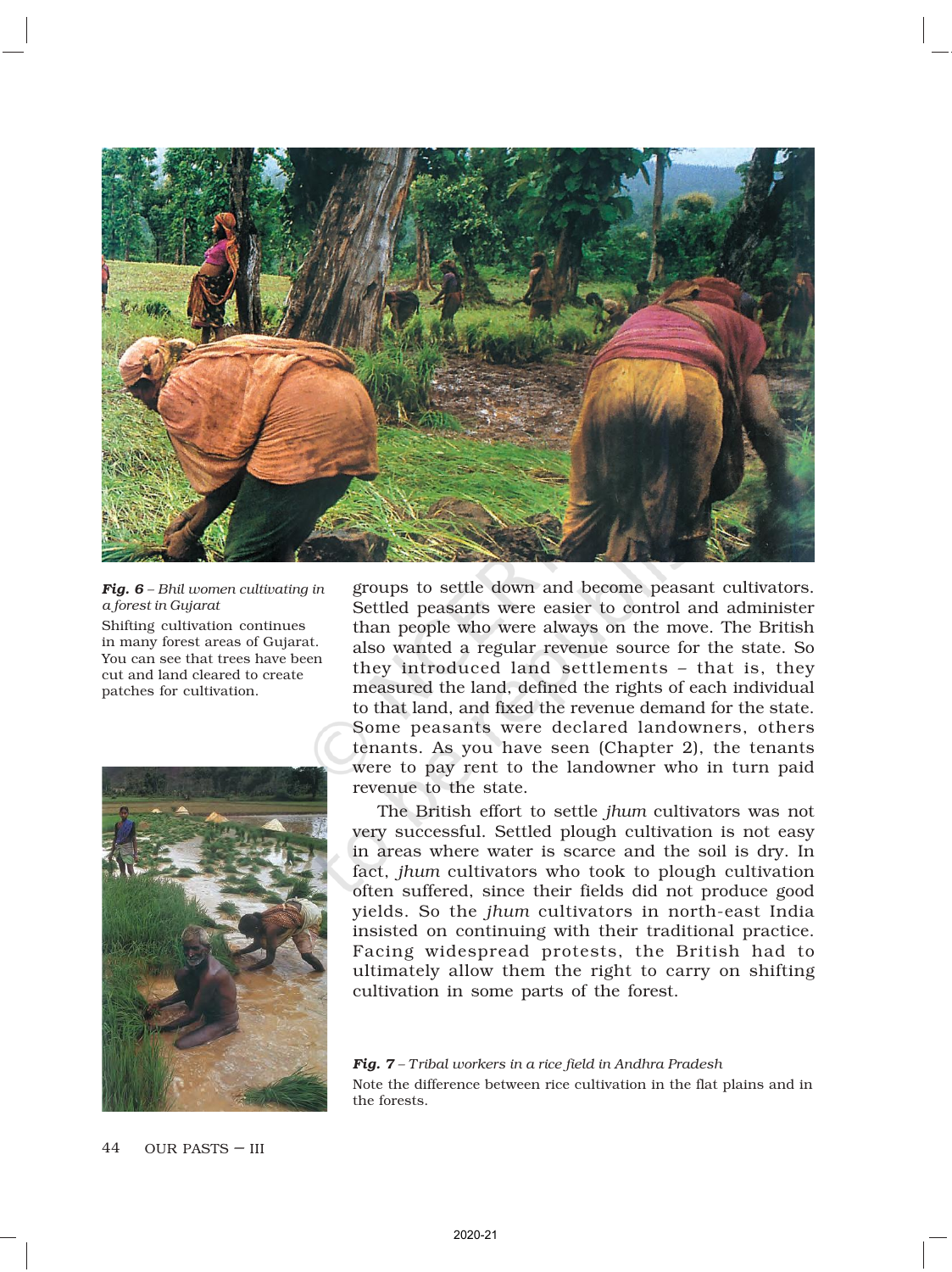groups to settle down and become peasant cultivators. Settled peasants were easier to control and administer than people who were always on the move. The British also wanted a regular revenue source for the state. So they introduced land settlements – that is, they measured the land, defined the rights of each individual to that land, and fixed the revenue demand for the state. Some peasants were declared landowners, others tenants. As you have seen (Chapter 2), the tenants were to pay rent to the landowner who in turn paid revenue to the state.

The British effort to settle *jhum* cultivators was not very successful. Settled plough cultivation is not easy in areas where water is scarce and the soil is dry. In fact, *jhum* cultivators who took to plough cultivation often suffered, since their fields did not produce good yields. So the *jhum* cultivators in north-east India insisted on continuing with their traditional practice. Facing widespread protests, the British had to ultimately allow them the right to carry on shifting cultivation in some parts of the forest.

***Fig. 6*** – *Bhil women cultivating in a forest in Gujarat*

Shifting cultivation continues in many forest areas of Gujarat. You can see that trees have been cut and land cleared to create patches for cultivation.

***Fig. 7*** – *Tribal workers in a rice field in Andhra Pradesh*

Note the difference between rice cultivation in the flat plains and in the forests.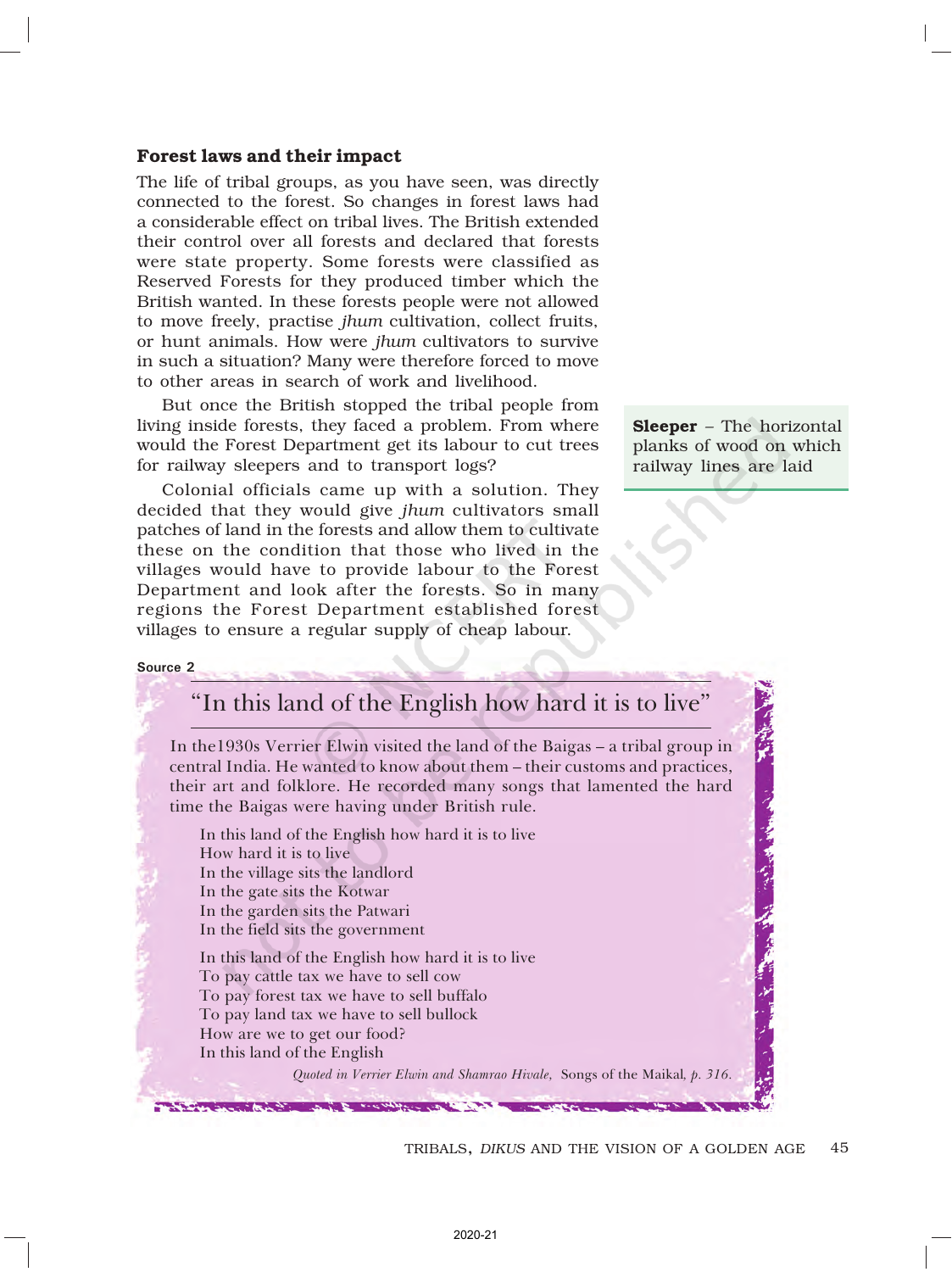### Forest laws and their impact

The life of tribal groups, as you have seen, was directly connected to the forest. So changes in forest laws had a considerable effect on tribal lives. The British extended their control over all forests and declared that forests were state property. Some forests were classified as Reserved Forests for they produced timber which the British wanted. In these forests people were not allowed to move freely, practise *jhum* cultivation, collect fruits, or hunt animals. How were *jhum* cultivators to survive in such a situation? Many were therefore forced to move to other areas in search of work and livelihood.

But once the British stopped the tribal people from living inside forests, they faced a problem. From where would the Forest Department get its labour to cut trees for railway sleepers and to transport logs?

**Sleeper** – The horizontal planks of wood on which railway lines are laid

Colonial officials came up with a solution. They decided that they would give *jhum* cultivators small patches of land in the forests and allow them to cultivate these on the condition that those who lived in the villages would have to provide labour to the Forest Department and look after the forests. So in many regions the Forest Department established forest villages to ensure a regular supply of cheap labour.

**Source 2**

## "In this land of the English how hard it is to live"

In the1930s Verrier Elwin visited the land of the Baigas – a tribal group in central India. He wanted to know about them – their customs and practices, their art and folklore. He recorded many songs that lamented the hard time the Baigas were having under British rule.

In this land of the English how hard it is to live  
How hard it is to live  
In the village sits the landlord  
In the gate sits the Kotwar  
In the garden sits the Patwari  
In the field sits the government

In this land of the English how hard it is to live  
To pay cattle tax we have to sell cow  
To pay forest tax we have to sell buffalo  
To pay land tax we have to sell bullock  
How are we to get our food?  
In this land of the English

*Quoted in Verrier Elwin and Shamrao Hivale,* Songs of the Maikal*, p. 316.*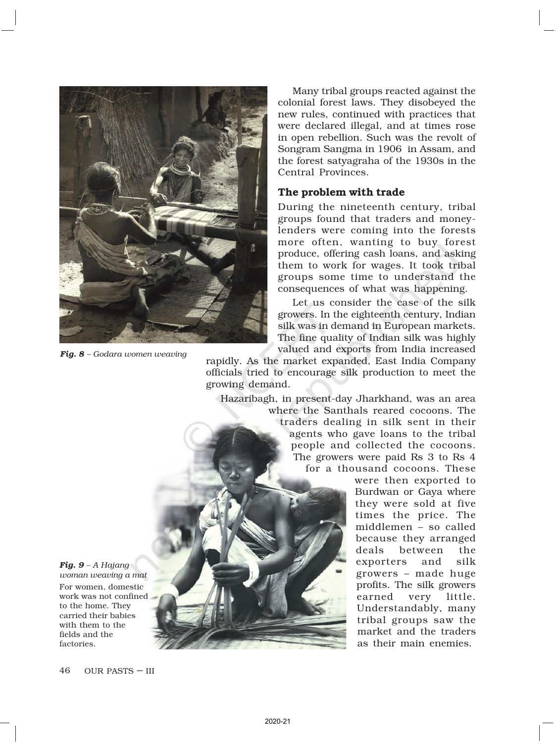*Fig. 8 – Godara women weaving*

Many tribal groups reacted against the colonial forest laws. They disobeyed the new rules, continued with practices that were declared illegal, and at times rose in open rebellion. Such was the revolt of Songram Sangma in 1906 in Assam, and the forest satyagraha of the 1930s in the Central Provinces.

### The problem with trade

During the nineteenth century, tribal groups found that traders and money-lenders were coming into the forests more often, wanting to buy forest produce, offering cash loans, and asking them to work for wages. It took tribal groups some time to understand the consequences of what was happening.

Let us consider the case of the silk growers. In the eighteenth century, Indian silk was in demand in European markets. The fine quality of Indian silk was highly valued and exports from India increased rapidly. As the market expanded, East India Company officials tried to encourage silk production to meet the growing demand.

Hazaribagh, in present-day Jharkhand, was an area where the Santhals reared cocoons. The traders dealing in silk sent in their agents who gave loans to the tribal people and collected the cocoons. The growers were paid Rs 3 to Rs 4 for a thousand cocoons. These were then exported to Burdwan or Gaya where they were sold at five times the price. The middlemen – so called because they arranged deals between the exporters and silk growers – made huge profits. The silk growers earned very little. Understandably, many tribal groups saw the market and the traders as their main enemies.

*Fig. 9 – A Hajang woman weaving a mat*
For women, domestic work was not confined to the home. They carried their babies with them to the fields and the factories.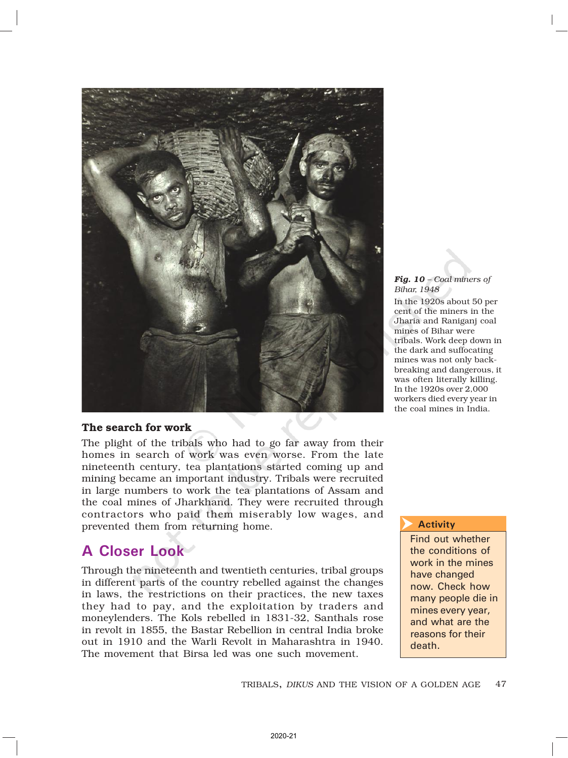*Fig. 10 – Coal miners of Bihar, 1948*

In the 1920s about 50 per cent of the miners in the Jharia and Raniganj coal mines of Bihar were tribals. Work deep down in the dark and suffocating mines was not only back-breaking and dangerous, it was often literally killing. In the 1920s over 2,000 workers died every year in the coal mines in India.

### The search for work

The plight of the tribals who had to go far away from their homes in search of work was even worse. From the late nineteenth century, tea plantations started coming up and mining became an important industry. Tribals were recruited in large numbers to work the tea plantations of Assam and the coal mines of Jharkhand. They were recruited through contractors who paid them miserably low wages, and prevented them from returning home.

> **Activity**
>
> Find out whether the conditions of work in the mines have changed now. Check how many people die in mines every year, and what are the reasons for their death.

## A Closer Look

Through the nineteenth and twentieth centuries, tribal groups in different parts of the country rebelled against the changes in laws, the restrictions on their practices, the new taxes they had to pay, and the exploitation by traders and moneylenders. The Kols rebelled in 1831-32, Santhals rose in revolt in 1855, the Bastar Rebellion in central India broke out in 1910 and the Warli Revolt in Maharashtra in 1940. The movement that Birsa led was one such movement.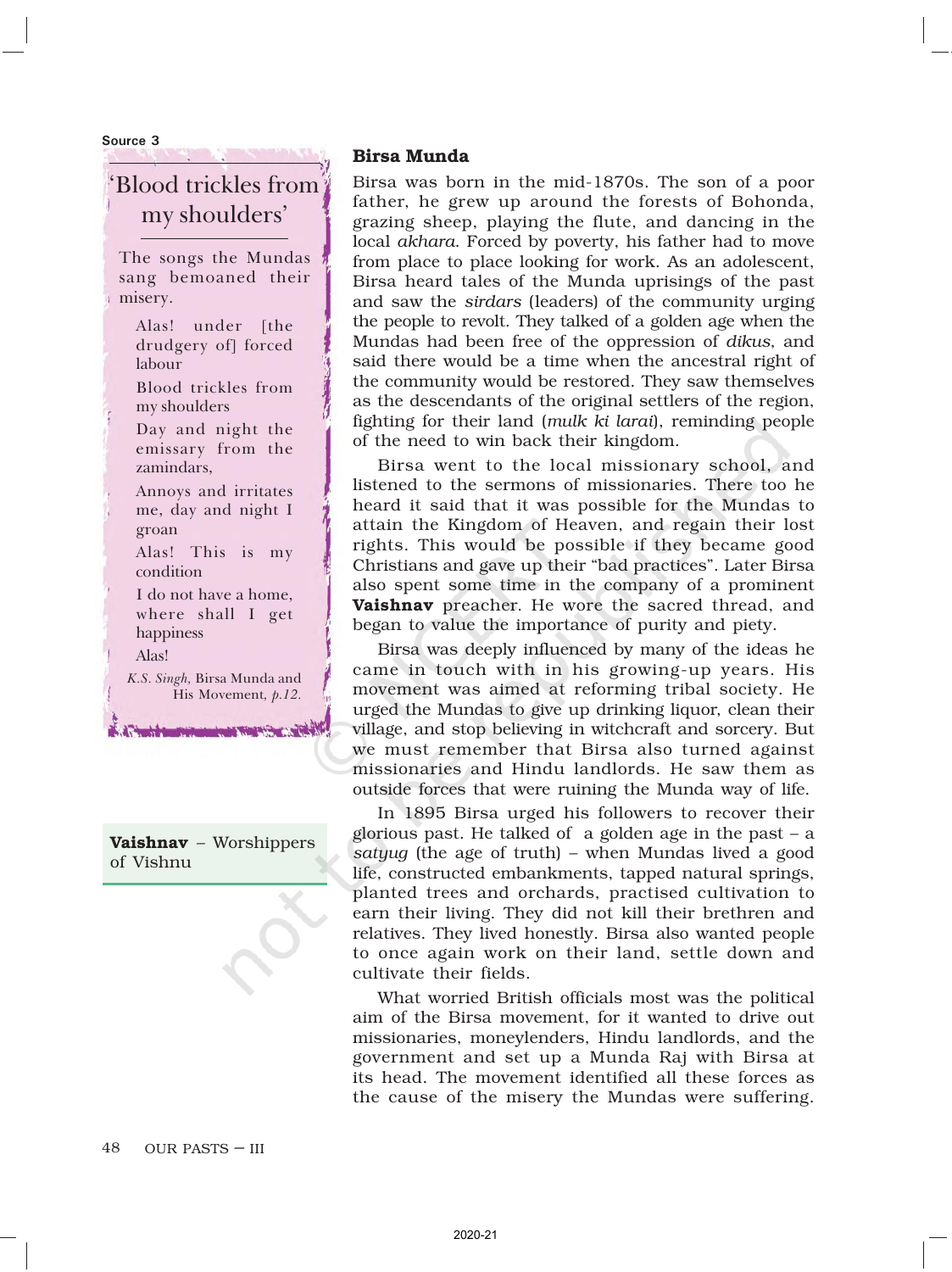Source 3

### 'Blood trickles from my shoulders'

The songs the Mundas sang bemoaned their misery.

Alas! under [the drudgery of] forced labour

Blood trickles from my shoulders

Day and night the emissary from the zamindars,

Annoys and irritates me, day and night I groan

Alas! This is my condition

I do not have a home, where shall I get happiness

Alas!

*K.S. Singh,* Birsa Munda and His Movement, *p.12.*

**Vaishnav** – Worshippers of Vishnu

## Birsa Munda

Birsa was born in the mid-1870s. The son of a poor father, he grew up around the forests of Bohonda, grazing sheep, playing the flute, and dancing in the local *akhara*. Forced by poverty, his father had to move from place to place looking for work. As an adolescent, Birsa heard tales of the Munda uprisings of the past and saw the *sirdars* (leaders) of the community urging the people to revolt. They talked of a golden age when the Mundas had been free of the oppression of *dikus*, and said there would be a time when the ancestral right of the community would be restored. They saw themselves as the descendants of the original settlers of the region, fighting for their land (*mulk ki larai*), reminding people of the need to win back their kingdom.

Birsa went to the local missionary school, and listened to the sermons of missionaries. There too he heard it said that it was possible for the Mundas to attain the Kingdom of Heaven, and regain their lost rights. This would be possible if they became good Christians and gave up their "bad practices". Later Birsa also spent some time in the company of a prominent **Vaishnav** preacher. He wore the sacred thread, and began to value the importance of purity and piety.

Birsa was deeply influenced by many of the ideas he came in touch with in his growing-up years. His movement was aimed at reforming tribal society. He urged the Mundas to give up drinking liquor, clean their village, and stop believing in witchcraft and sorcery. But we must remember that Birsa also turned against missionaries and Hindu landlords. He saw them as outside forces that were ruining the Munda way of life.

In 1895 Birsa urged his followers to recover their glorious past. He talked of a golden age in the past – a *satyug* (the age of truth) – when Mundas lived a good life, constructed embankments, tapped natural springs, planted trees and orchards, practised cultivation to earn their living. They did not kill their brethren and relatives. They lived honestly. Birsa also wanted people to once again work on their land, settle down and cultivate their fields.

What worried British officials most was the political aim of the Birsa movement, for it wanted to drive out missionaries, moneylenders, Hindu landlords, and the government and set up a Munda Raj with Birsa at its head. The movement identified all these forces as the cause of the misery the Mundas were suffering.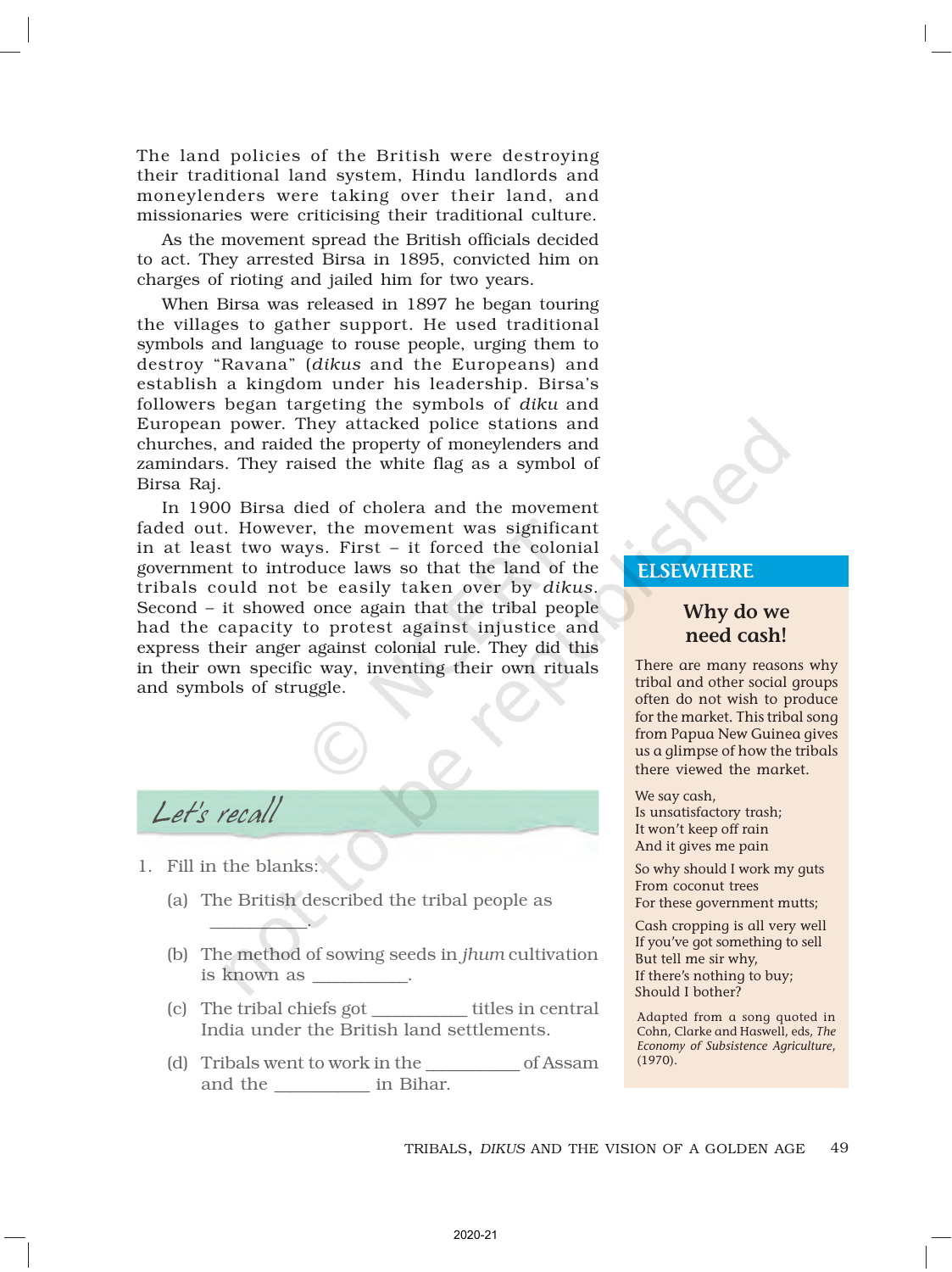The land policies of the British were destroying their traditional land system, Hindu landlords and moneylenders were taking over their land, and missionaries were criticising their traditional culture.

As the movement spread the British officials decided to act. They arrested Birsa in 1895, convicted him on charges of rioting and jailed him for two years.

When Birsa was released in 1897 he began touring the villages to gather support. He used traditional symbols and language to rouse people, urging them to destroy "Ravana" (*dikus* and the Europeans) and establish a kingdom under his leadership. Birsa's followers began targeting the symbols of *diku* and European power. They attacked police stations and churches, and raided the property of moneylenders and zamindars. They raised the white flag as a symbol of Birsa Raj.

In 1900 Birsa died of cholera and the movement faded out. However, the movement was significant in at least two ways. First – it forced the colonial government to introduce laws so that the land of the tribals could not be easily taken over by *dikus*. Second – it showed once again that the tribal people had the capacity to protest against injustice and express their anger against colonial rule. They did this in their own specific way, inventing their own rituals and symbols of struggle.

## ELSEWHERE

### Why do we need cash!

There are many reasons why tribal and other social groups often do not wish to produce for the market. This tribal song from Papua New Guinea gives us a glimpse of how the tribals there viewed the market.

We say cash,
Is unsatisfactory trash;
It won't keep off rain
And it gives me pain

So why should I work my guts
From coconut trees
For these government mutts;

Cash cropping is all very well
If you've got something to sell
But tell me sir why,
If there's nothing to buy;
Should I bother?

Adapted from a song quoted in Cohn, Clarke and Haswell, eds, *The Economy of Subsistence Agriculture*, (1970).

## Let's recall

1. Fill in the blanks:

   (a) The British described the tribal people as \_\_\_\_\_\_\_\_\_\_.

   (b) The method of sowing seeds in *jhum* cultivation is known as \_\_\_\_\_\_\_\_\_\_.

   (c) The tribal chiefs got \_\_\_\_\_\_\_\_\_\_ titles in central India under the British land settlements.

   (d) Tribals went to work in the \_\_\_\_\_\_\_\_\_\_ of Assam and the \_\_\_\_\_\_\_\_\_\_ in Bihar.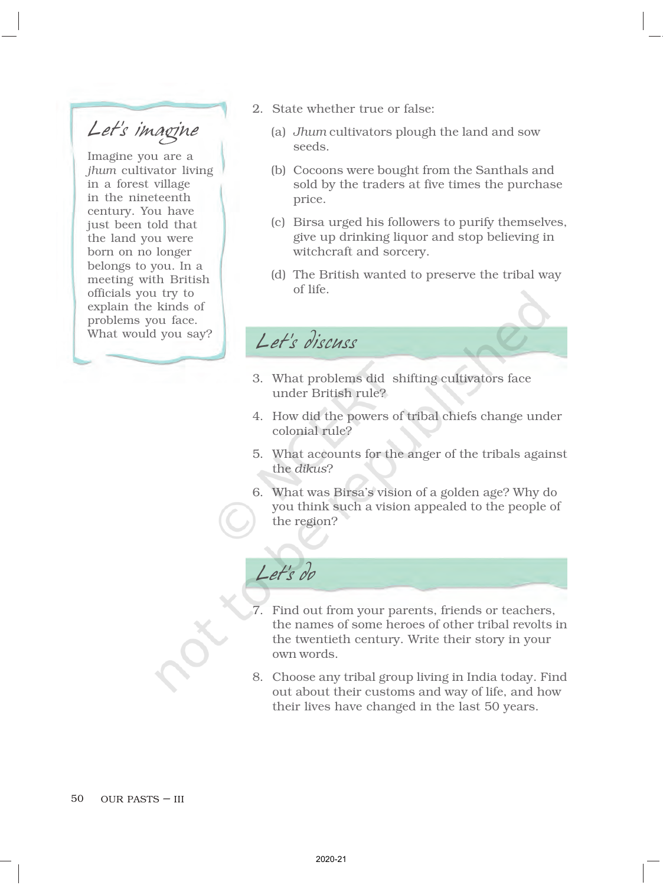## Let's imagine

Imagine you are a *jhum* cultivator living in a forest village in the nineteenth century. You have just been told that the land you were born on no longer belongs to you. In a meeting with British officials you try to explain the kinds of problems you face. What would you say?

2. State whether true or false:

   (a) *Jhum* cultivators plough the land and sow seeds.

   (b) Cocoons were bought from the Santhals and sold by the traders at five times the purchase price.

   (c) Birsa urged his followers to purify themselves, give up drinking liquor and stop believing in witchcraft and sorcery.

   (d) The British wanted to preserve the tribal way of life.

## Let's discuss

3. What problems did shifting cultivators face under British rule?

4. How did the powers of tribal chiefs change under colonial rule?

5. What accounts for the anger of the tribals against the *dikus*?

6. What was Birsa's vision of a golden age? Why do you think such a vision appealed to the people of the region?

## Let's do

7. Find out from your parents, friends or teachers, the names of some heroes of other tribal revolts in the twentieth century. Write their story in your own words.

8. Choose any tribal group living in India today. Find out about their customs and way of life, and how their lives have changed in the last 50 years.